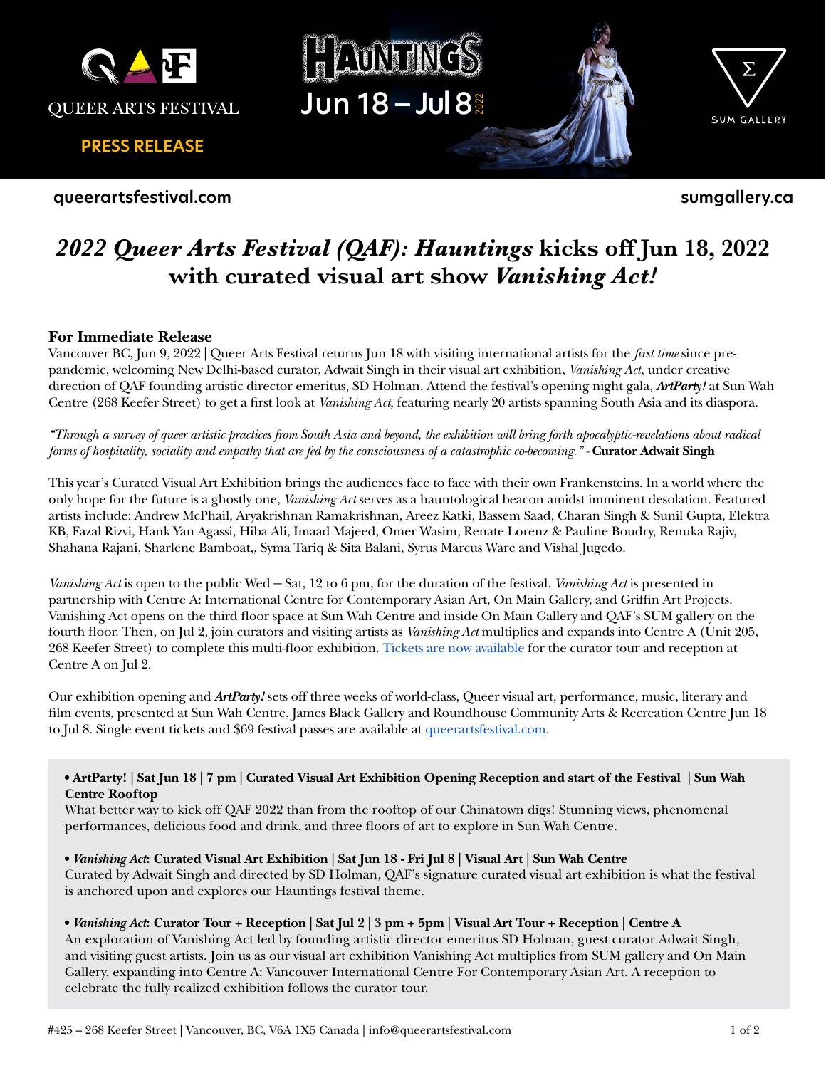QUEER ARTS FESTIVAL

**PRESS RELEASE**

HAUNTINGS Jun 18 – Jul 8 2022

SUM GALLERY

**queerartsfestival.com** **sumgallery.ca**

# *2022 Queer Arts Festival (QAF): Hauntings* kicks off Jun 18, 2022 with curated visual art show *Vanishing Act!*

**For Immediate Release**

Vancouver BC, Jun 9, 2022 | Queer Arts Festival returns Jun 18 with visiting international artists for the *first time* since pre-pandemic, welcoming New Delhi-based curator, Adwait Singh in their visual art exhibition, *Vanishing Act,* under creative direction of QAF founding artistic director emeritus, SD Holman. Attend the festival's opening night gala, ***ArtParty!*** at Sun Wah Centre (268 Keefer Street) to get a first look at *Vanishing Act*, featuring nearly 20 artists spanning South Asia and its diaspora.

*"Through a survey of queer artistic practices from South Asia and beyond, the exhibition will bring forth apocalyptic-revelations about radical forms of hospitality, sociality and empathy that are fed by the consciousness of a catastrophic co-becoming."* - **Curator Adwait Singh**

This year's Curated Visual Art Exhibition brings the audiences face to face with their own Frankensteins. In a world where the only hope for the future is a ghostly one, *Vanishing Act* serves as a hauntological beacon amidst imminent desolation. Featured artists include: Andrew McPhail, Aryakrishnan Ramakrishnan, Areez Katki, Bassem Saad, Charan Singh & Sunil Gupta, Elektra KB, Fazal Rizvi, Hank Yan Agassi, Hiba Ali, Imaad Majeed, Omer Wasim, Renate Lorenz & Pauline Boudry, Renuka Rajiv, Shahana Rajani, Sharlene Bamboat,, Syma Tariq & Sita Balani, Syrus Marcus Ware and Vishal Jugedo.

*Vanishing Act* is open to the public Wed – Sat, 12 to 6 pm, for the duration of the festival. *Vanishing Act* is presented in partnership with Centre A: International Centre for Contemporary Asian Art, On Main Gallery, and Griffin Art Projects. Vanishing Act opens on the third floor space at Sun Wah Centre and inside On Main Gallery and QAF's SUM gallery on the fourth floor. Then, on Jul 2, join curators and visiting artists as *Vanishing Act* multiplies and expands into Centre A (Unit 205, 268 Keefer Street) to complete this multi-floor exhibition. Tickets are now available for the curator tour and reception at Centre A on Jul 2.

Our exhibition opening and ***ArtParty!*** sets off three weeks of world-class, Queer visual art, performance, music, literary and film events, presented at Sun Wah Centre, James Black Gallery and Roundhouse Community Arts & Recreation Centre Jun 18 to Jul 8. Single event tickets and $69 festival passes are available at queerartsfestival.com.

- **ArtParty! | Sat Jun 18 | 7 pm | Curated Visual Art Exhibition Opening Reception and start of the Festival | Sun Wah Centre Rooftop**
  What better way to kick off QAF 2022 than from the rooftop of our Chinatown digs! Stunning views, phenomenal performances, delicious food and drink, and three floors of art to explore in Sun Wah Centre.

- ***Vanishing Act*: Curated Visual Art Exhibition | Sat Jun 18 - Fri Jul 8 | Visual Art | Sun Wah Centre**
  Curated by Adwait Singh and directed by SD Holman, QAF's signature curated visual art exhibition is what the festival is anchored upon and explores our Hauntings festival theme.

- ***Vanishing Act*: Curator Tour + Reception | Sat Jul 2 | 3 pm + 5pm | Visual Art Tour + Reception | Centre A**
  An exploration of Vanishing Act led by founding artistic director emeritus SD Holman, guest curator Adwait Singh, and visiting guest artists. Join us as our visual art exhibition Vanishing Act multiplies from SUM gallery and On Main Gallery, expanding into Centre A: Vancouver International Centre For Contemporary Asian Art. A reception to celebrate the fully realized exhibition follows the curator tour.

#425 – 268 Keefer Street | Vancouver, BC, V6A 1X5 Canada | info@queerartsfestival.com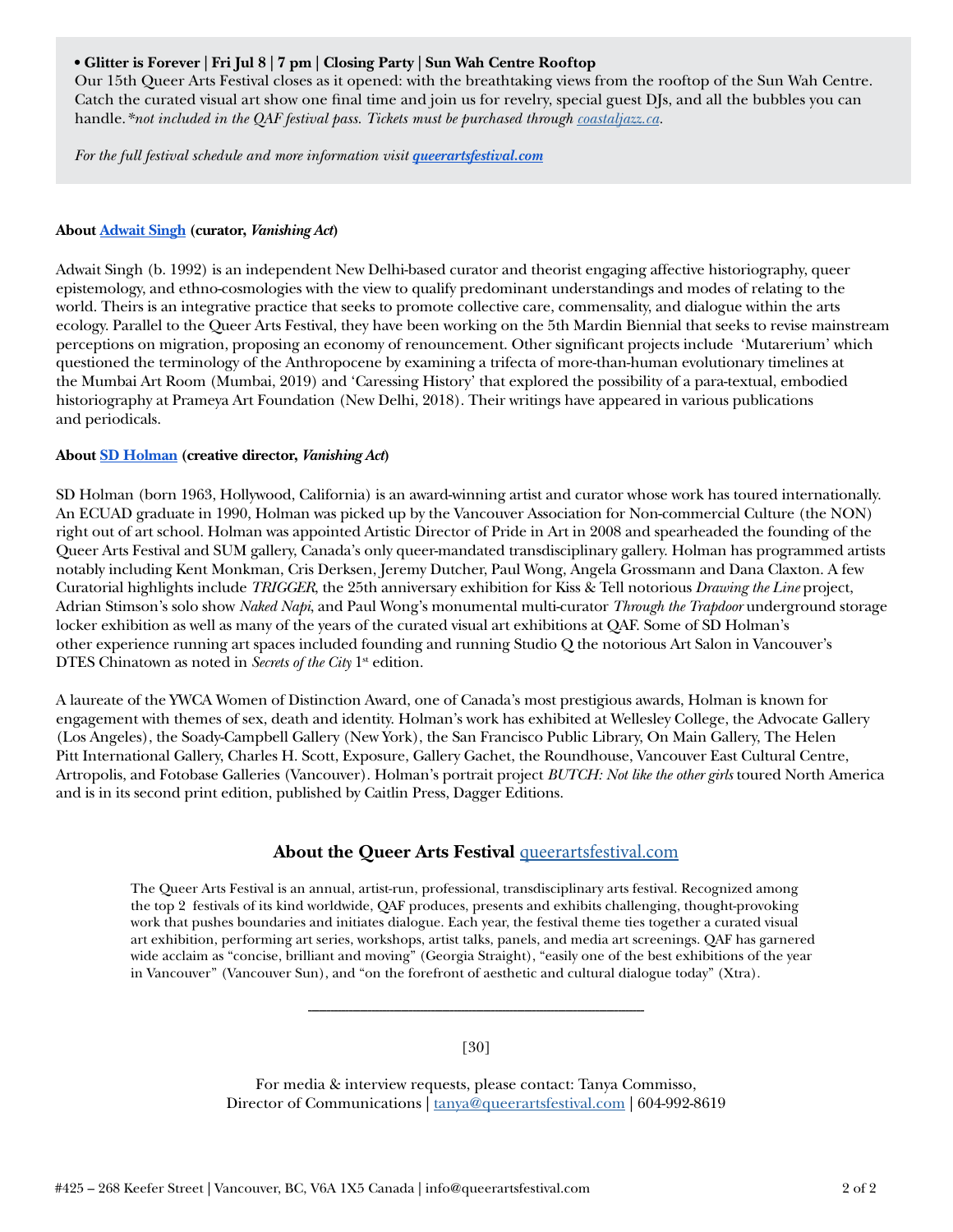**• Glitter is Forever | Fri Jul 8 | 7 pm | Closing Party | Sun Wah Centre Rooftop**
Our 15th Queer Arts Festival closes as it opened: with the breathtaking views from the rooftop of the Sun Wah Centre. Catch the curated visual art show one final time and join us for revelry, special guest DJs, and all the bubbles you can handle. *\*not included in the QAF festival pass. Tickets must be purchased through [coastaljazz.ca](coastaljazz.ca).*

*For the full festival schedule and more information visit [queerartsfestival.com](queerartsfestival.com)*

**About [Adwait Singh](#) (curator, *Vanishing Act*)**

Adwait Singh (b. 1992) is an independent New Delhi-based curator and theorist engaging affective historiography, queer epistemology, and ethno-cosmologies with the view to qualify predominant understandings and modes of relating to the world. Theirs is an integrative practice that seeks to promote collective care, commensality, and dialogue within the arts ecology. Parallel to the Queer Arts Festival, they have been working on the 5th Mardin Biennial that seeks to revise mainstream perceptions on migration, proposing an economy of renouncement. Other significant projects include 'Mutarerium' which questioned the terminology of the Anthropocene by examining a trifecta of more-than-human evolutionary timelines at the Mumbai Art Room (Mumbai, 2019) and 'Caressing History' that explored the possibility of a para-textual, embodied historiography at Prameya Art Foundation (New Delhi, 2018). Their writings have appeared in various publications and periodicals.

**About [SD Holman](#) (creative director, *Vanishing Act*)**

SD Holman (born 1963, Hollywood, California) is an award-winning artist and curator whose work has toured internationally. An ECUAD graduate in 1990, Holman was picked up by the Vancouver Association for Non-commercial Culture (the NON) right out of art school. Holman was appointed Artistic Director of Pride in Art in 2008 and spearheaded the founding of the Queer Arts Festival and SUM gallery, Canada's only queer-mandated transdisciplinary gallery. Holman has programmed artists notably including Kent Monkman, Cris Derksen, Jeremy Dutcher, Paul Wong, Angela Grossmann and Dana Claxton. A few Curatorial highlights include *TRIGGER*, the 25th anniversary exhibition for Kiss & Tell notorious *Drawing the Line* project, Adrian Stimson's solo show *Naked Napi*, and Paul Wong's monumental multi-curator *Through the Trapdoor* underground storage locker exhibition as well as many of the years of the curated visual art exhibitions at QAF. Some of SD Holman's other experience running art spaces included founding and running Studio Q the notorious Art Salon in Vancouver's DTES Chinatown as noted in *Secrets of the City* 1st edition.

A laureate of the YWCA Women of Distinction Award, one of Canada's most prestigious awards, Holman is known for engagement with themes of sex, death and identity. Holman's work has exhibited at Wellesley College, the Advocate Gallery (Los Angeles), the Soady-Campbell Gallery (New York), the San Francisco Public Library, On Main Gallery, The Helen Pitt International Gallery, Charles H. Scott, Exposure, Gallery Gachet, the Roundhouse, Vancouver East Cultural Centre, Artropolis, and Fotobase Galleries (Vancouver). Holman's portrait project *BUTCH: Not like the other girls* toured North America and is in its second print edition, published by Caitlin Press, Dagger Editions.

## About the Queer Arts Festival [queerartsfestival.com](queerartsfestival.com)

The Queer Arts Festival is an annual, artist-run, professional, transdisciplinary arts festival. Recognized among the top 2 festivals of its kind worldwide, QAF produces, presents and exhibits challenging, thought-provoking work that pushes boundaries and initiates dialogue. Each year, the festival theme ties together a curated visual art exhibition, performing art series, workshops, artist talks, panels, and media art screenings. QAF has garnered wide acclaim as "concise, brilliant and moving" (Georgia Straight), "easily one of the best exhibitions of the year in Vancouver" (Vancouver Sun), and "on the forefront of aesthetic and cultural dialogue today" (Xtra).

---

[30]

For media & interview requests, please contact: Tanya Commisso,
Director of Communications | [tanya@queerartsfestival.com](mailto:tanya@queerartsfestival.com) | 604-992-8619

#425 – 268 Keefer Street | Vancouver, BC, V6A 1X5 Canada | info@queerartsfestival.com